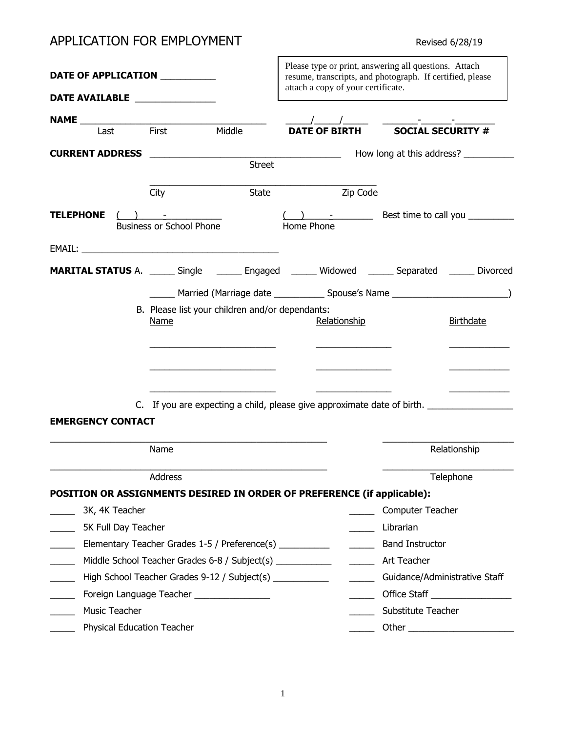# APPLICATION FOR EMPLOYMENT

Revised 6/28/19

**DATE OF APPLICATION** ___________

**DATE AVAILABLE** ________________

> Please type or print, answering all questions. Attach resume, transcripts, and photograph. If certified, please attach a copy of your certificate.

**NAME** ______________________________________ _____/_____/_____ ________-______-________

Last First Middle **DATE OF BIRTH** **SOCIAL SECURITY #**

**CURRENT ADDRESS** ________________________________________ How long at this address? __________

Street

_______________________________________________

City State Zip Code

**TELEPHONE** ( ) - ____________ ( ) - ________ Best time to call you _________

Business or School Phone Home Phone

EMAIL: _______________________________________

**MARITAL STATUS** A. _____ Single _____ Engaged _____ Widowed _____ Separated _____ Divorced

_____ Married (Marriage date __________ Spouse's Name _______________________)

B. Please list your children and/or dependants:

| Name | Relationship | Birthdate |
|---|---|---|
| _________________________ | _______________ | ____________ |
| _________________________ | _______________ | ____________ |
| _________________________ | _______________ | ____________ |

C. If you are expecting a child, please give approximate date of birth. _________________

**EMERGENCY CONTACT**

_______________________________________________________ __________________________

Name Relationship

_______________________________________________________ __________________________

Address Telephone

**POSITION OR ASSIGNMENTS DESIRED IN ORDER OF PREFERENCE (if applicable):**

- _____ 3K, 4K Teacher
- _____ 5K Full Day Teacher
- _____ Elementary Teacher Grades 1-5 / Preference(s) __________
- _____ Middle School Teacher Grades 6-8 / Subject(s) ___________
- _____ High School Teacher Grades 9-12 / Subject(s) ___________
- _____ Foreign Language Teacher _______________
- _____ Music Teacher
- _____ Physical Education Teacher
- _____ Computer Teacher
- _____ Librarian
- _____ Band Instructor
- _____ Art Teacher
- _____ Guidance/Administrative Staff
- _____ Office Staff _________________
- _____ Substitute Teacher
- _____ Other _____________________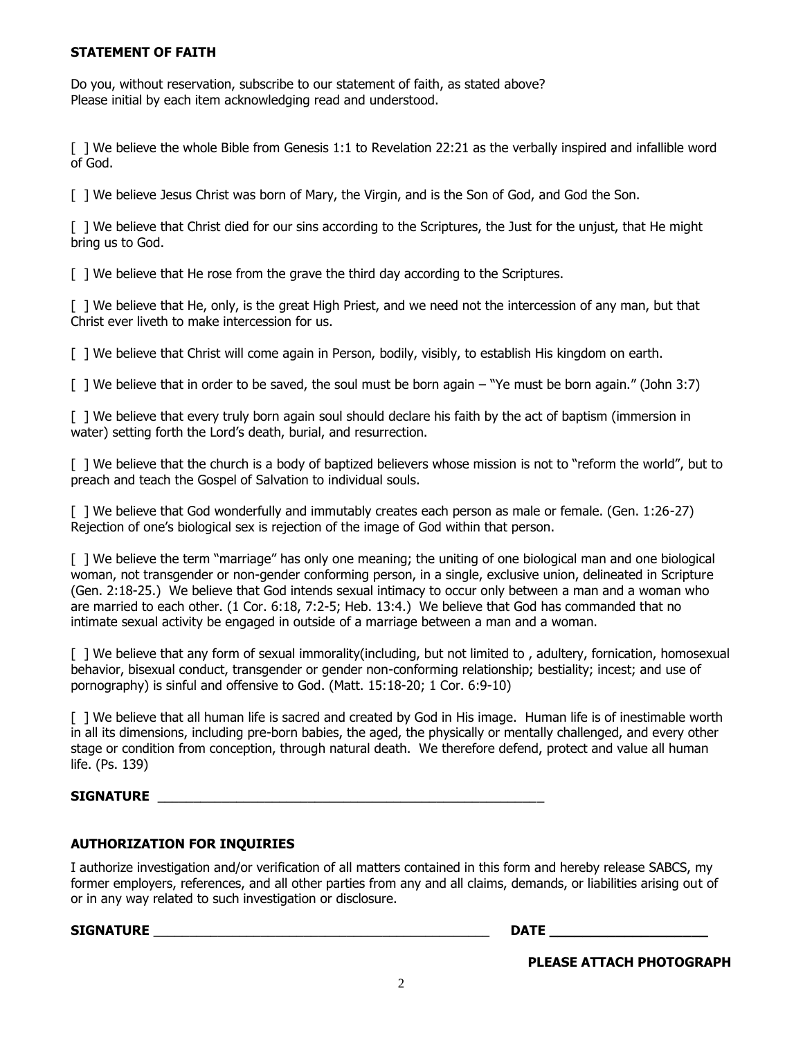**STATEMENT OF FAITH**

Do you, without reservation, subscribe to our statement of faith, as stated above?
Please initial by each item acknowledging read and understood.

[ ] We believe the whole Bible from Genesis 1:1 to Revelation 22:21 as the verbally inspired and infallible word of God.

[ ] We believe Jesus Christ was born of Mary, the Virgin, and is the Son of God, and God the Son.

[ ] We believe that Christ died for our sins according to the Scriptures, the Just for the unjust, that He might bring us to God.

[ ] We believe that He rose from the grave the third day according to the Scriptures.

[ ] We believe that He, only, is the great High Priest, and we need not the intercession of any man, but that Christ ever liveth to make intercession for us.

[ ] We believe that Christ will come again in Person, bodily, visibly, to establish His kingdom on earth.

[ ] We believe that in order to be saved, the soul must be born again – "Ye must be born again." (John 3:7)

[ ] We believe that every truly born again soul should declare his faith by the act of baptism (immersion in water) setting forth the Lord's death, burial, and resurrection.

[ ] We believe that the church is a body of baptized believers whose mission is not to "reform the world", but to preach and teach the Gospel of Salvation to individual souls.

[ ] We believe that God wonderfully and immutably creates each person as male or female. (Gen. 1:26-27) Rejection of one's biological sex is rejection of the image of God within that person.

[ ] We believe the term "marriage" has only one meaning; the uniting of one biological man and one biological woman, not transgender or non-gender conforming person, in a single, exclusive union, delineated in Scripture (Gen. 2:18-25.) We believe that God intends sexual intimacy to occur only between a man and a woman who are married to each other. (1 Cor. 6:18, 7:2-5; Heb. 13:4.) We believe that God has commanded that no intimate sexual activity be engaged in outside of a marriage between a man and a woman.

[ ] We believe that any form of sexual immorality(including, but not limited to , adultery, fornication, homosexual behavior, bisexual conduct, transgender or gender non-conforming relationship; bestiality; incest; and use of pornography) is sinful and offensive to God. (Matt. 15:18-20; 1 Cor. 6:9-10)

[ ] We believe that all human life is sacred and created by God in His image. Human life is of inestimable worth in all its dimensions, including pre-born babies, the aged, the physically or mentally challenged, and every other stage or condition from conception, through natural death. We therefore defend, protect and value all human life. (Ps. 139)

**SIGNATURE** ____________________________________________________

**AUTHORIZATION FOR INQUIRIES**

I authorize investigation and/or verification of all matters contained in this form and hereby release SABCS, my former employers, references, and all other parties from any and all claims, demands, or liabilities arising out of or in any way related to such investigation or disclosure.

**SIGNATURE** _____________________________________________ **DATE** ____________________

**PLEASE ATTACH PHOTOGRAPH**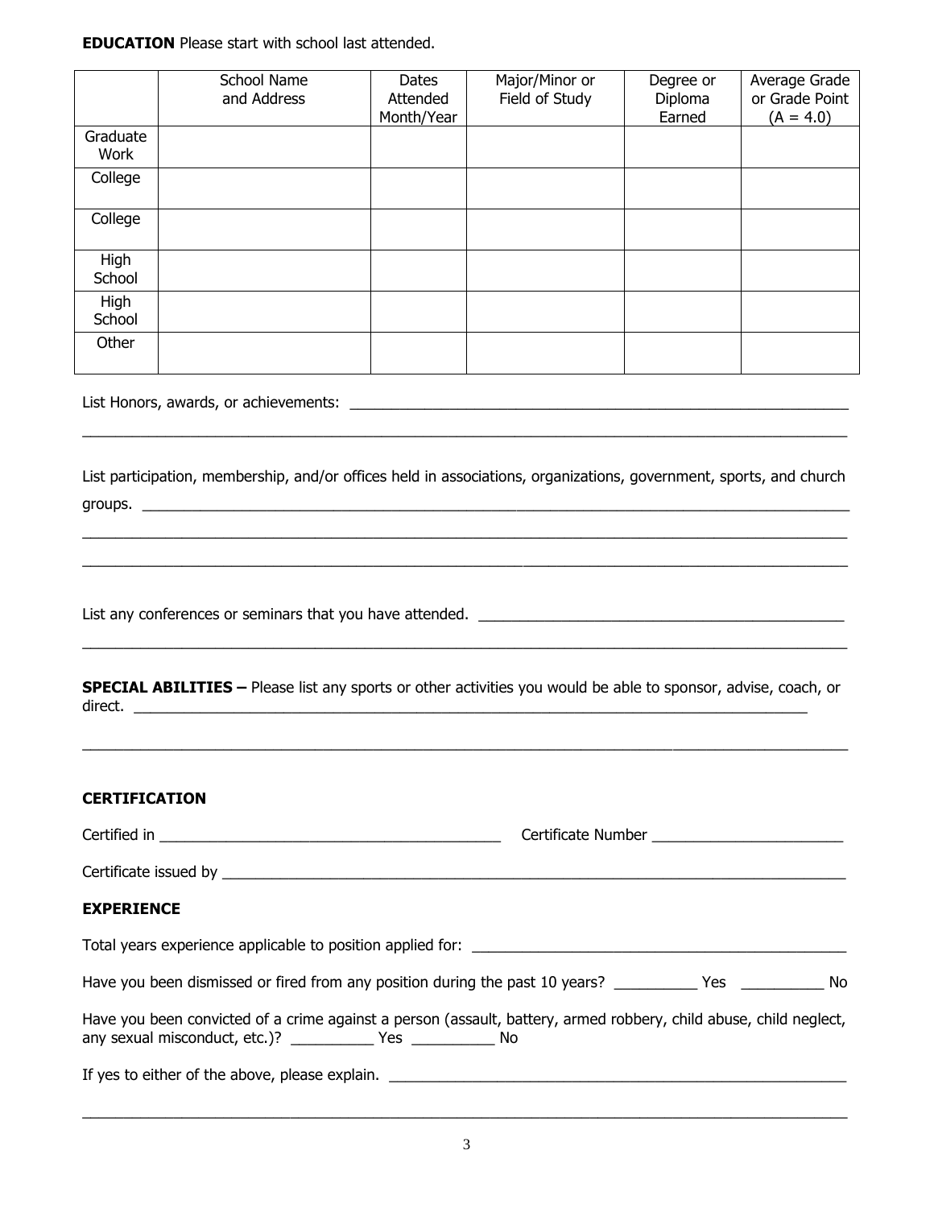**EDUCATION** Please start with school last attended.

| | School Name and Address | Dates Attended Month/Year | Major/Minor or Field of Study | Degree or Diploma Earned | Average Grade or Grade Point (A = 4.0) |
|---|---|---|---|---|---|
| Graduate Work | | | | | |
| College | | | | | |
| College | | | | | |
| High School | | | | | |
| High School | | | | | |
| Other | | | | | |

List Honors, awards, or achievements: ______________________________________________________________

____________________________________________________________________________________________

List participation, membership, and/or offices held in associations, organizations, government, sports, and church groups. ___________________________________________________________________________________

____________________________________________________________________________________________

____________________________________________________________________________________________

List any conferences or seminars that you have attended. _____________________________________________

____________________________________________________________________________________________

**SPECIAL ABILITIES –** Please list any sports or other activities you would be able to sponsor, advise, coach, or direct. ________________________________________________________________________________

____________________________________________________________________________________________

**CERTIFICATION**

Certified in ___________________________________________ Certificate Number ________________________

Certificate issued by ____________________________________________________________________________

**EXPERIENCE**

Total years experience applicable to position applied for: _______________________________________________

Have you been dismissed or fired from any position during the past 10 years? __________ Yes __________ No

Have you been convicted of a crime against a person (assault, battery, armed robbery, child abuse, child neglect, any sexual misconduct, etc.)? __________ Yes __________ No

If yes to either of the above, please explain. ________________________________________________________

____________________________________________________________________________________________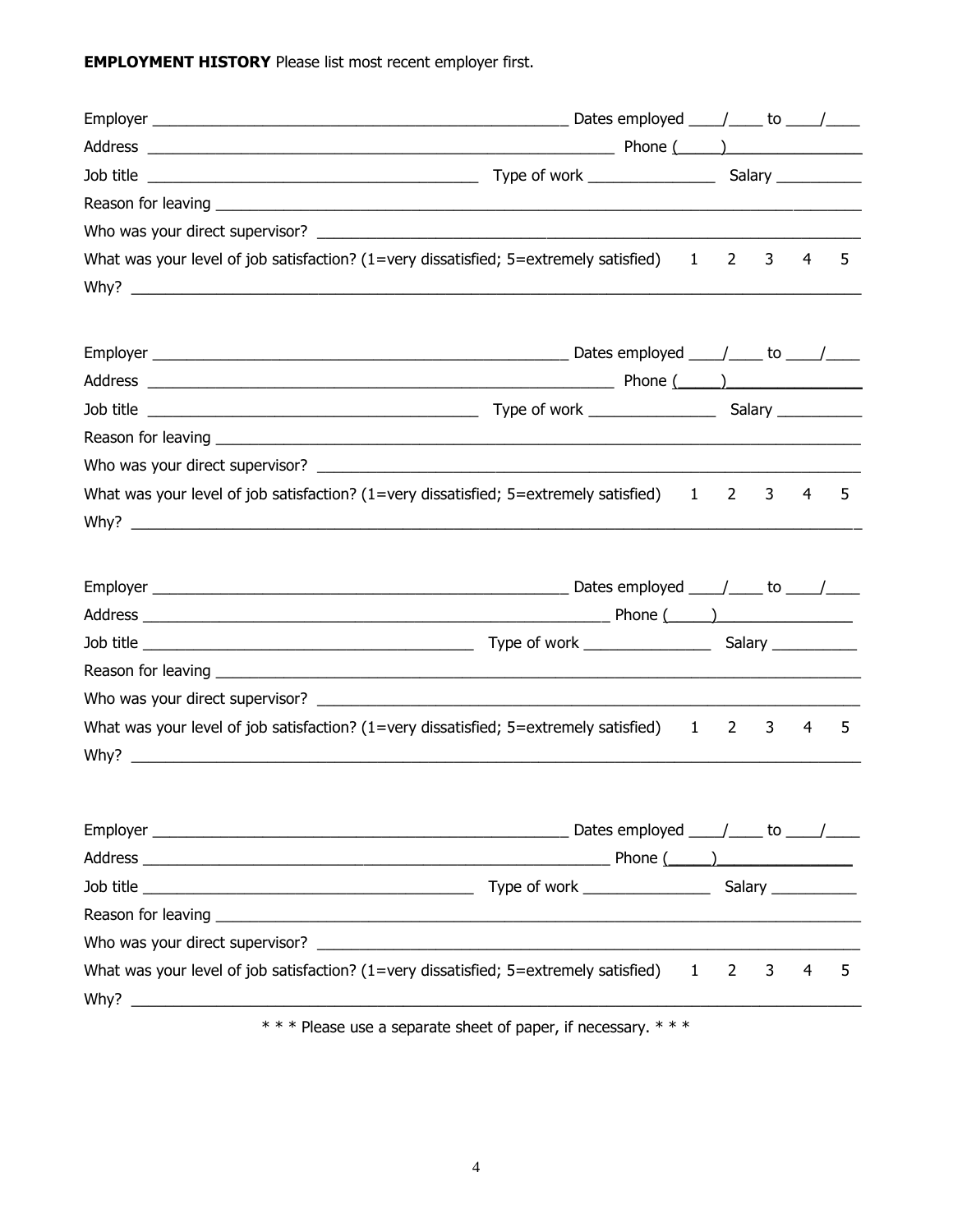**EMPLOYMENT HISTORY** Please list most recent employer first.

Employer ___________________________________________________ Dates employed ____/____ to ____/____

Address __________________________________________________________ Phone (_____)________________

Job title ________________________________________ Type of work _______________ Salary __________

Reason for leaving ________________________________________________________________________________

Who was your direct supervisor? ___________________________________________________________________

What was your level of job satisfaction? (1=very dissatisfied; 5=extremely satisfied) 1 2 3 4 5

Why? _____________________________________________________________________________________________

Employer ___________________________________________________ Dates employed ____/____ to ____/____

Address __________________________________________________________ Phone (_____)________________

Job title ________________________________________ Type of work _______________ Salary __________

Reason for leaving ________________________________________________________________________________

Who was your direct supervisor? ___________________________________________________________________

What was your level of job satisfaction? (1=very dissatisfied; 5=extremely satisfied) 1 2 3 4 5

Why? _____________________________________________________________________________________________

Employer ___________________________________________________ Dates employed ____/____ to ____/____

Address __________________________________________________________ Phone (_____)________________

Job title ________________________________________ Type of work _______________ Salary __________

Reason for leaving ________________________________________________________________________________

Who was your direct supervisor? ___________________________________________________________________

What was your level of job satisfaction? (1=very dissatisfied; 5=extremely satisfied) 1 2 3 4 5

Why? _____________________________________________________________________________________________

Employer ___________________________________________________ Dates employed ____/____ to ____/____

Address __________________________________________________________ Phone (_____)________________

Job title ________________________________________ Type of work _______________ Salary __________

Reason for leaving ________________________________________________________________________________

Who was your direct supervisor? ___________________________________________________________________

What was your level of job satisfaction? (1=very dissatisfied; 5=extremely satisfied) 1 2 3 4 5

Why? _____________________________________________________________________________________________

* * * Please use a separate sheet of paper, if necessary. * * *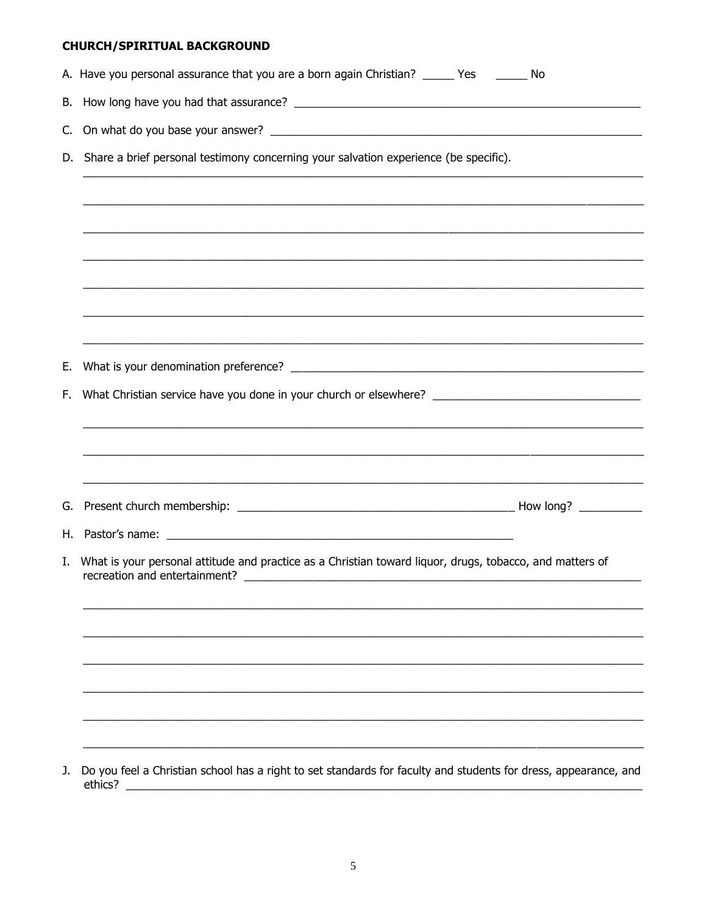**CHURCH/SPIRITUAL BACKGROUND**

A. Have you personal assurance that you are a born again Christian? _____ Yes _____ No

B. How long have you had that assurance? ______________________________________________________

C. On what do you base your answer? __________________________________________________________

D. Share a brief personal testimony concerning your salvation experience (be specific).

_____________________________________________________________________________________

_____________________________________________________________________________________

_____________________________________________________________________________________

_____________________________________________________________________________________

_____________________________________________________________________________________

_____________________________________________________________________________________

_____________________________________________________________________________________

E. What is your denomination preference? ______________________________________________________

F. What Christian service have you done in your church or elsewhere? _____________________________

_____________________________________________________________________________________

_____________________________________________________________________________________

_____________________________________________________________________________________

G. Present church membership: ___________________________________________ How long? __________

H. Pastor's name: _______________________________________________________

I. What is your personal attitude and practice as a Christian toward liquor, drugs, tobacco, and matters of recreation and entertainment? _________________________________________________________

_____________________________________________________________________________________

_____________________________________________________________________________________

_____________________________________________________________________________________

_____________________________________________________________________________________

_____________________________________________________________________________________

_____________________________________________________________________________________

J. Do you feel a Christian school has a right to set standards for faculty and students for dress, appearance, and ethics? _____________________________________________________________________________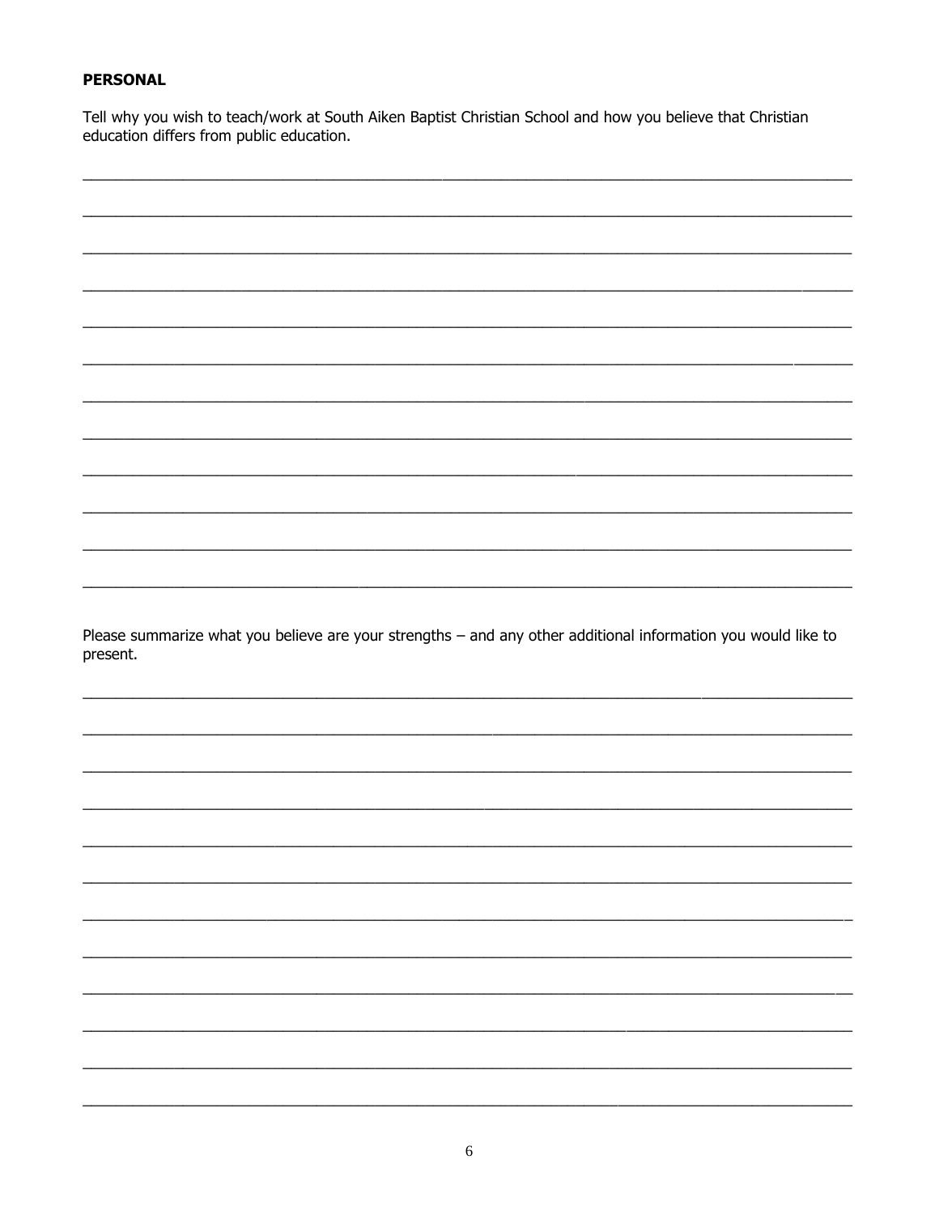**PERSONAL**

Tell why you wish to teach/work at South Aiken Baptist Christian School and how you believe that Christian education differs from public education.

\_\_\_\_\_\_\_\_\_\_\_\_\_\_\_\_\_\_\_\_\_\_\_\_\_\_\_\_\_\_\_\_\_\_\_\_\_\_\_\_\_\_\_\_\_\_\_\_\_\_\_\_\_\_\_\_\_\_\_\_\_\_\_\_\_\_\_\_\_\_\_\_\_\_\_\_\_\_

\_\_\_\_\_\_\_\_\_\_\_\_\_\_\_\_\_\_\_\_\_\_\_\_\_\_\_\_\_\_\_\_\_\_\_\_\_\_\_\_\_\_\_\_\_\_\_\_\_\_\_\_\_\_\_\_\_\_\_\_\_\_\_\_\_\_\_\_\_\_\_\_\_\_\_\_\_\_

\_\_\_\_\_\_\_\_\_\_\_\_\_\_\_\_\_\_\_\_\_\_\_\_\_\_\_\_\_\_\_\_\_\_\_\_\_\_\_\_\_\_\_\_\_\_\_\_\_\_\_\_\_\_\_\_\_\_\_\_\_\_\_\_\_\_\_\_\_\_\_\_\_\_\_\_\_\_

\_\_\_\_\_\_\_\_\_\_\_\_\_\_\_\_\_\_\_\_\_\_\_\_\_\_\_\_\_\_\_\_\_\_\_\_\_\_\_\_\_\_\_\_\_\_\_\_\_\_\_\_\_\_\_\_\_\_\_\_\_\_\_\_\_\_\_\_\_\_\_\_\_\_\_\_\_\_

\_\_\_\_\_\_\_\_\_\_\_\_\_\_\_\_\_\_\_\_\_\_\_\_\_\_\_\_\_\_\_\_\_\_\_\_\_\_\_\_\_\_\_\_\_\_\_\_\_\_\_\_\_\_\_\_\_\_\_\_\_\_\_\_\_\_\_\_\_\_\_\_\_\_\_\_\_\_

\_\_\_\_\_\_\_\_\_\_\_\_\_\_\_\_\_\_\_\_\_\_\_\_\_\_\_\_\_\_\_\_\_\_\_\_\_\_\_\_\_\_\_\_\_\_\_\_\_\_\_\_\_\_\_\_\_\_\_\_\_\_\_\_\_\_\_\_\_\_\_\_\_\_\_\_\_\_

\_\_\_\_\_\_\_\_\_\_\_\_\_\_\_\_\_\_\_\_\_\_\_\_\_\_\_\_\_\_\_\_\_\_\_\_\_\_\_\_\_\_\_\_\_\_\_\_\_\_\_\_\_\_\_\_\_\_\_\_\_\_\_\_\_\_\_\_\_\_\_\_\_\_\_\_\_\_

\_\_\_\_\_\_\_\_\_\_\_\_\_\_\_\_\_\_\_\_\_\_\_\_\_\_\_\_\_\_\_\_\_\_\_\_\_\_\_\_\_\_\_\_\_\_\_\_\_\_\_\_\_\_\_\_\_\_\_\_\_\_\_\_\_\_\_\_\_\_\_\_\_\_\_\_\_\_

\_\_\_\_\_\_\_\_\_\_\_\_\_\_\_\_\_\_\_\_\_\_\_\_\_\_\_\_\_\_\_\_\_\_\_\_\_\_\_\_\_\_\_\_\_\_\_\_\_\_\_\_\_\_\_\_\_\_\_\_\_\_\_\_\_\_\_\_\_\_\_\_\_\_\_\_\_\_

\_\_\_\_\_\_\_\_\_\_\_\_\_\_\_\_\_\_\_\_\_\_\_\_\_\_\_\_\_\_\_\_\_\_\_\_\_\_\_\_\_\_\_\_\_\_\_\_\_\_\_\_\_\_\_\_\_\_\_\_\_\_\_\_\_\_\_\_\_\_\_\_\_\_\_\_\_\_

\_\_\_\_\_\_\_\_\_\_\_\_\_\_\_\_\_\_\_\_\_\_\_\_\_\_\_\_\_\_\_\_\_\_\_\_\_\_\_\_\_\_\_\_\_\_\_\_\_\_\_\_\_\_\_\_\_\_\_\_\_\_\_\_\_\_\_\_\_\_\_\_\_\_\_\_\_\_

\_\_\_\_\_\_\_\_\_\_\_\_\_\_\_\_\_\_\_\_\_\_\_\_\_\_\_\_\_\_\_\_\_\_\_\_\_\_\_\_\_\_\_\_\_\_\_\_\_\_\_\_\_\_\_\_\_\_\_\_\_\_\_\_\_\_\_\_\_\_\_\_\_\_\_\_\_\_

Please summarize what you believe are your strengths – and any other additional information you would like to present.

\_\_\_\_\_\_\_\_\_\_\_\_\_\_\_\_\_\_\_\_\_\_\_\_\_\_\_\_\_\_\_\_\_\_\_\_\_\_\_\_\_\_\_\_\_\_\_\_\_\_\_\_\_\_\_\_\_\_\_\_\_\_\_\_\_\_\_\_\_\_\_\_\_\_\_\_\_\_

\_\_\_\_\_\_\_\_\_\_\_\_\_\_\_\_\_\_\_\_\_\_\_\_\_\_\_\_\_\_\_\_\_\_\_\_\_\_\_\_\_\_\_\_\_\_\_\_\_\_\_\_\_\_\_\_\_\_\_\_\_\_\_\_\_\_\_\_\_\_\_\_\_\_\_\_\_\_

\_\_\_\_\_\_\_\_\_\_\_\_\_\_\_\_\_\_\_\_\_\_\_\_\_\_\_\_\_\_\_\_\_\_\_\_\_\_\_\_\_\_\_\_\_\_\_\_\_\_\_\_\_\_\_\_\_\_\_\_\_\_\_\_\_\_\_\_\_\_\_\_\_\_\_\_\_\_

\_\_\_\_\_\_\_\_\_\_\_\_\_\_\_\_\_\_\_\_\_\_\_\_\_\_\_\_\_\_\_\_\_\_\_\_\_\_\_\_\_\_\_\_\_\_\_\_\_\_\_\_\_\_\_\_\_\_\_\_\_\_\_\_\_\_\_\_\_\_\_\_\_\_\_\_\_\_

\_\_\_\_\_\_\_\_\_\_\_\_\_\_\_\_\_\_\_\_\_\_\_\_\_\_\_\_\_\_\_\_\_\_\_\_\_\_\_\_\_\_\_\_\_\_\_\_\_\_\_\_\_\_\_\_\_\_\_\_\_\_\_\_\_\_\_\_\_\_\_\_\_\_\_\_\_\_

\_\_\_\_\_\_\_\_\_\_\_\_\_\_\_\_\_\_\_\_\_\_\_\_\_\_\_\_\_\_\_\_\_\_\_\_\_\_\_\_\_\_\_\_\_\_\_\_\_\_\_\_\_\_\_\_\_\_\_\_\_\_\_\_\_\_\_\_\_\_\_\_\_\_\_\_\_\_

\_\_\_\_\_\_\_\_\_\_\_\_\_\_\_\_\_\_\_\_\_\_\_\_\_\_\_\_\_\_\_\_\_\_\_\_\_\_\_\_\_\_\_\_\_\_\_\_\_\_\_\_\_\_\_\_\_\_\_\_\_\_\_\_\_\_\_\_\_\_\_\_\_\_\_\_\_\_

\_\_\_\_\_\_\_\_\_\_\_\_\_\_\_\_\_\_\_\_\_\_\_\_\_\_\_\_\_\_\_\_\_\_\_\_\_\_\_\_\_\_\_\_\_\_\_\_\_\_\_\_\_\_\_\_\_\_\_\_\_\_\_\_\_\_\_\_\_\_\_\_\_\_\_\_\_\_

\_\_\_\_\_\_\_\_\_\_\_\_\_\_\_\_\_\_\_\_\_\_\_\_\_\_\_\_\_\_\_\_\_\_\_\_\_\_\_\_\_\_\_\_\_\_\_\_\_\_\_\_\_\_\_\_\_\_\_\_\_\_\_\_\_\_\_\_\_\_\_\_\_\_\_\_\_\_

\_\_\_\_\_\_\_\_\_\_\_\_\_\_\_\_\_\_\_\_\_\_\_\_\_\_\_\_\_\_\_\_\_\_\_\_\_\_\_\_\_\_\_\_\_\_\_\_\_\_\_\_\_\_\_\_\_\_\_\_\_\_\_\_\_\_\_\_\_\_\_\_\_\_\_\_\_\_

\_\_\_\_\_\_\_\_\_\_\_\_\_\_\_\_\_\_\_\_\_\_\_\_\_\_\_\_\_\_\_\_\_\_\_\_\_\_\_\_\_\_\_\_\_\_\_\_\_\_\_\_\_\_\_\_\_\_\_\_\_\_\_\_\_\_\_\_\_\_\_\_\_\_\_\_\_\_

\_\_\_\_\_\_\_\_\_\_\_\_\_\_\_\_\_\_\_\_\_\_\_\_\_\_\_\_\_\_\_\_\_\_\_\_\_\_\_\_\_\_\_\_\_\_\_\_\_\_\_\_\_\_\_\_\_\_\_\_\_\_\_\_\_\_\_\_\_\_\_\_\_\_\_\_\_\_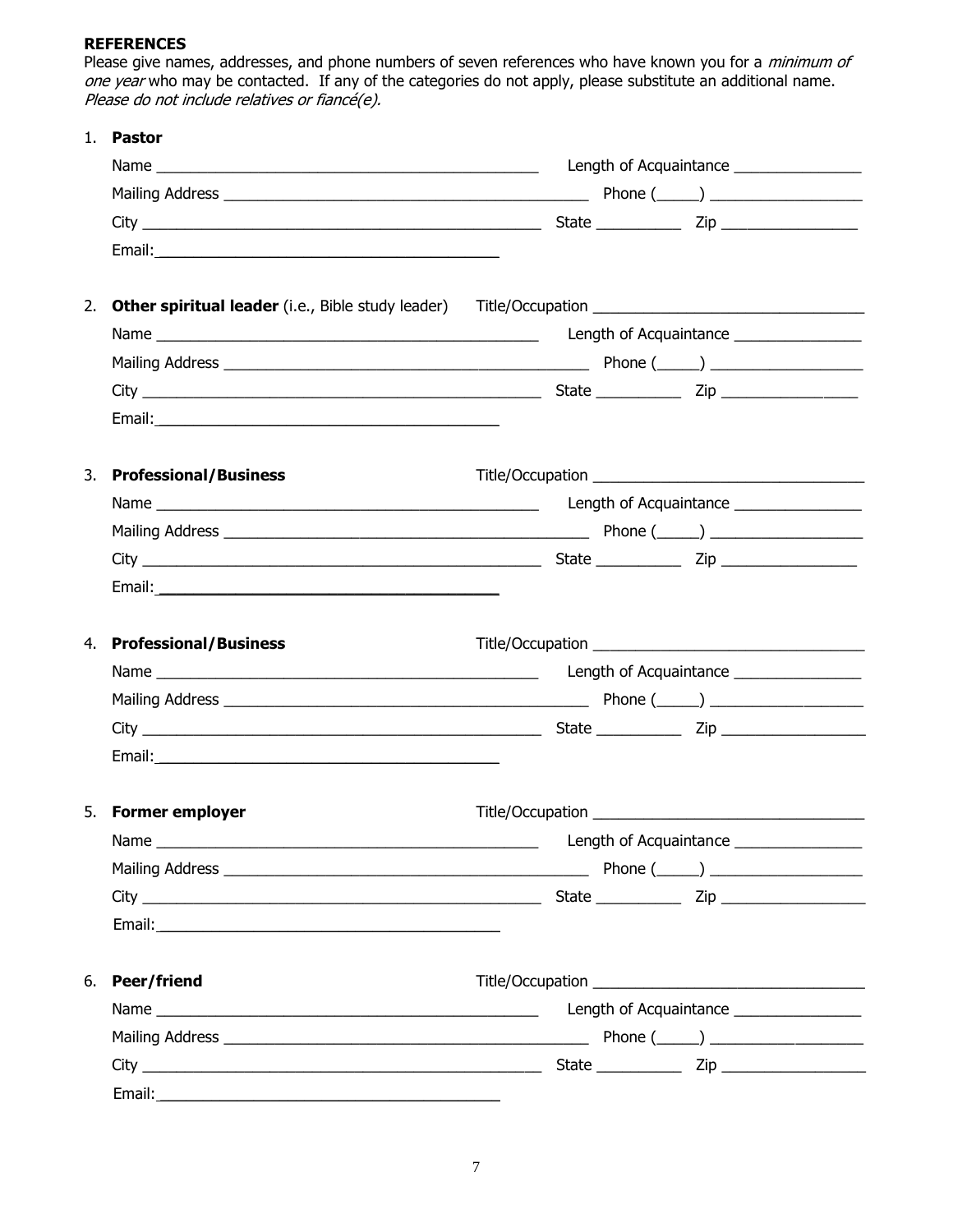**REFERENCES**

Please give names, addresses, and phone numbers of seven references who have known you for a *minimum of one year* who may be contacted. If any of the categories do not apply, please substitute an additional name. *Please do not include relatives or fiancé(e).*

1. **Pastor**

   Name _______________________________________________ Length of Acquaintance _______________

   Mailing Address _____________________________________________ Phone (_____) __________________

   City _________________________________________________ State __________ Zip ________________

   Email: _________________________________________

2. **Other spiritual leader** (i.e., Bible study leader) Title/Occupation ________________________________

   Name _______________________________________________ Length of Acquaintance _______________

   Mailing Address _____________________________________________ Phone (_____) __________________

   City _________________________________________________ State __________ Zip ________________

   Email: _________________________________________

3. **Professional/Business** Title/Occupation ________________________________

   Name _______________________________________________ Length of Acquaintance _______________

   Mailing Address _____________________________________________ Phone (_____) __________________

   City _________________________________________________ State __________ Zip ________________

   Email: _________________________________________

4. **Professional/Business** Title/Occupation ________________________________

   Name _______________________________________________ Length of Acquaintance _______________

   Mailing Address _____________________________________________ Phone (_____) __________________

   City _________________________________________________ State __________ Zip _________________

   Email: _________________________________________

5. **Former employer** Title/Occupation ________________________________

   Name _______________________________________________ Length of Acquaintance _______________

   Mailing Address _____________________________________________ Phone (_____) __________________

   City _________________________________________________ State __________ Zip _________________

   Email: _________________________________________

6. **Peer/friend** Title/Occupation ________________________________

   Name _______________________________________________ Length of Acquaintance _______________

   Mailing Address _____________________________________________ Phone (_____) __________________

   City _________________________________________________ State __________ Zip _________________

   Email: _________________________________________